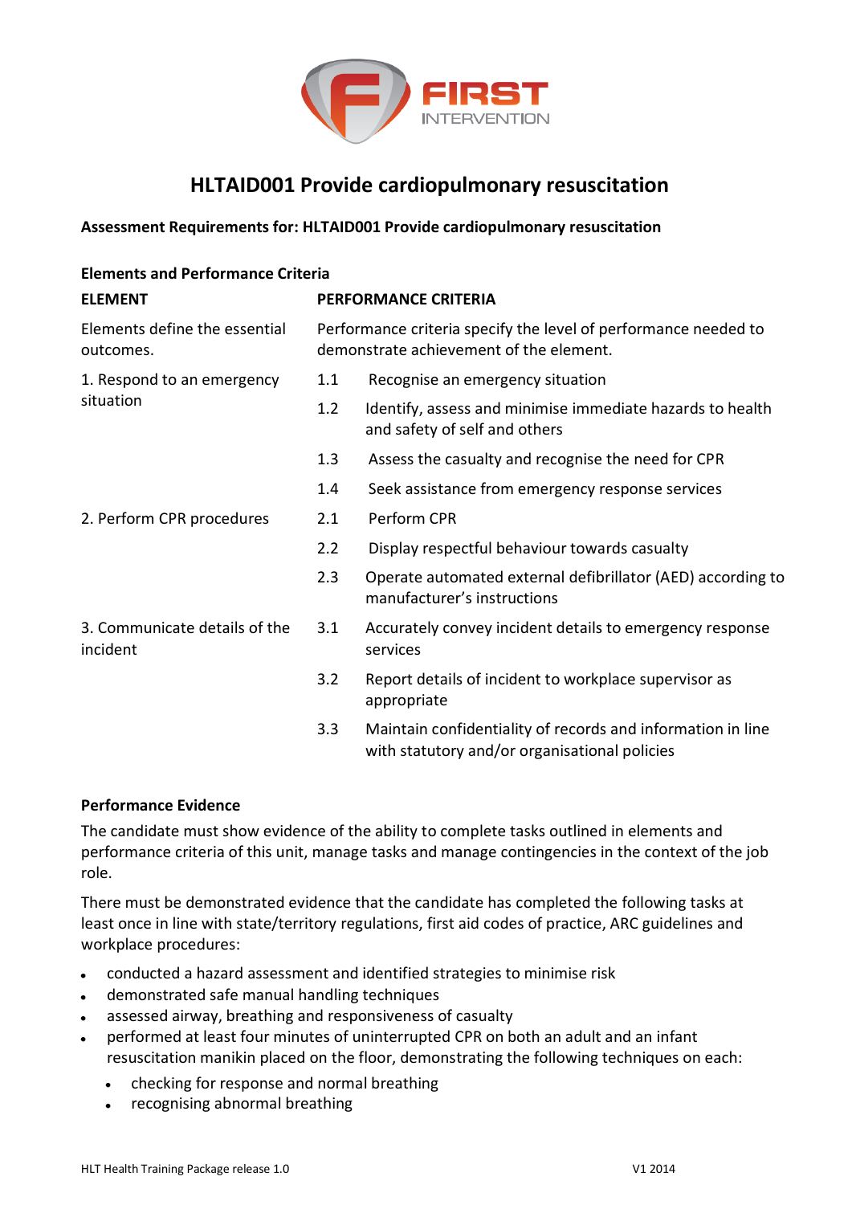# HLTAID001 Provide cardiopulmonary resuscitation

**Assessment Requirements for: HLTAID001 Provide cardiopulmonary resuscitation**

**Elements and Performance Criteria**

| ELEMENT | PERFORMANCE CRITERIA |
| --- | --- |
| Elements define the essential outcomes. | Performance criteria specify the level of performance needed to demonstrate achievement of the element. |
| 1. Respond to an emergency situation | 1.1 Recognise an emergency situation |
| | 1.2 Identify, assess and minimise immediate hazards to health and safety of self and others |
| | 1.3 Assess the casualty and recognise the need for CPR |
| | 1.4 Seek assistance from emergency response services |
| 2. Perform CPR procedures | 2.1 Perform CPR |
| | 2.2 Display respectful behaviour towards casualty |
| | 2.3 Operate automated external defibrillator (AED) according to manufacturer's instructions |
| 3. Communicate details of the incident | 3.1 Accurately convey incident details to emergency response services |
| | 3.2 Report details of incident to workplace supervisor as appropriate |
| | 3.3 Maintain confidentiality of records and information in line with statutory and/or organisational policies |

**Performance Evidence**

The candidate must show evidence of the ability to complete tasks outlined in elements and performance criteria of this unit, manage tasks and manage contingencies in the context of the job role.

There must be demonstrated evidence that the candidate has completed the following tasks at least once in line with state/territory regulations, first aid codes of practice, ARC guidelines and workplace procedures:

- conducted a hazard assessment and identified strategies to minimise risk
- demonstrated safe manual handling techniques
- assessed airway, breathing and responsiveness of casualty
- performed at least four minutes of uninterrupted CPR on both an adult and an infant resuscitation manikin placed on the floor, demonstrating the following techniques on each:
  - checking for response and normal breathing
  - recognising abnormal breathing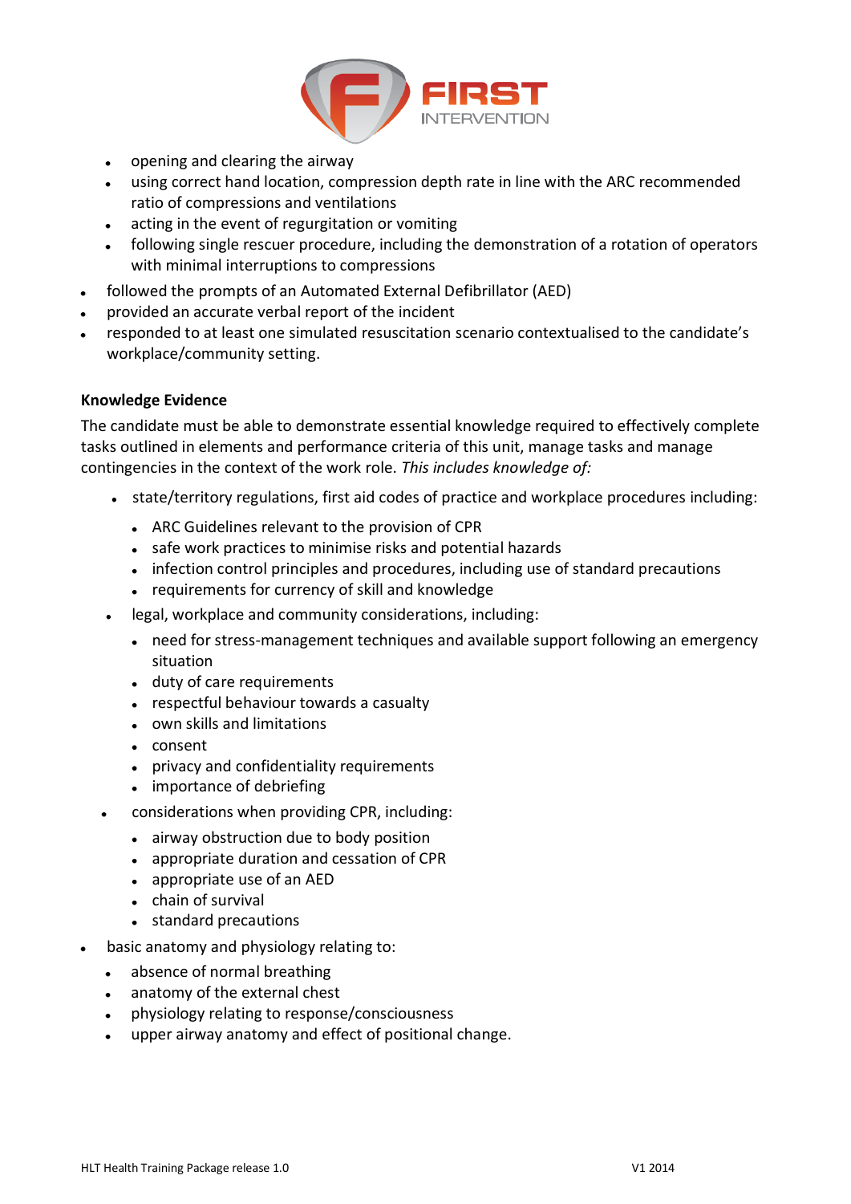- opening and clearing the airway
  - using correct hand location, compression depth rate in line with the ARC recommended ratio of compressions and ventilations
  - acting in the event of regurgitation or vomiting
  - following single rescuer procedure, including the demonstration of a rotation of operators with minimal interruptions to compressions
- followed the prompts of an Automated External Defibrillator (AED)
- provided an accurate verbal report of the incident
- responded to at least one simulated resuscitation scenario contextualised to the candidate's workplace/community setting.

**Knowledge Evidence**

The candidate must be able to demonstrate essential knowledge required to effectively complete tasks outlined in elements and performance criteria of this unit, manage tasks and manage contingencies in the context of the work role. *This includes knowledge of:*

- state/territory regulations, first aid codes of practice and workplace procedures including:
  - ARC Guidelines relevant to the provision of CPR
  - safe work practices to minimise risks and potential hazards
  - infection control principles and procedures, including use of standard precautions
  - requirements for currency of skill and knowledge
- legal, workplace and community considerations, including:
  - need for stress-management techniques and available support following an emergency situation
  - duty of care requirements
  - respectful behaviour towards a casualty
  - own skills and limitations
  - consent
  - privacy and confidentiality requirements
  - importance of debriefing
- considerations when providing CPR, including:
  - airway obstruction due to body position
  - appropriate duration and cessation of CPR
  - appropriate use of an AED
  - chain of survival
  - standard precautions
- basic anatomy and physiology relating to:
  - absence of normal breathing
  - anatomy of the external chest
  - physiology relating to response/consciousness
  - upper airway anatomy and effect of positional change.